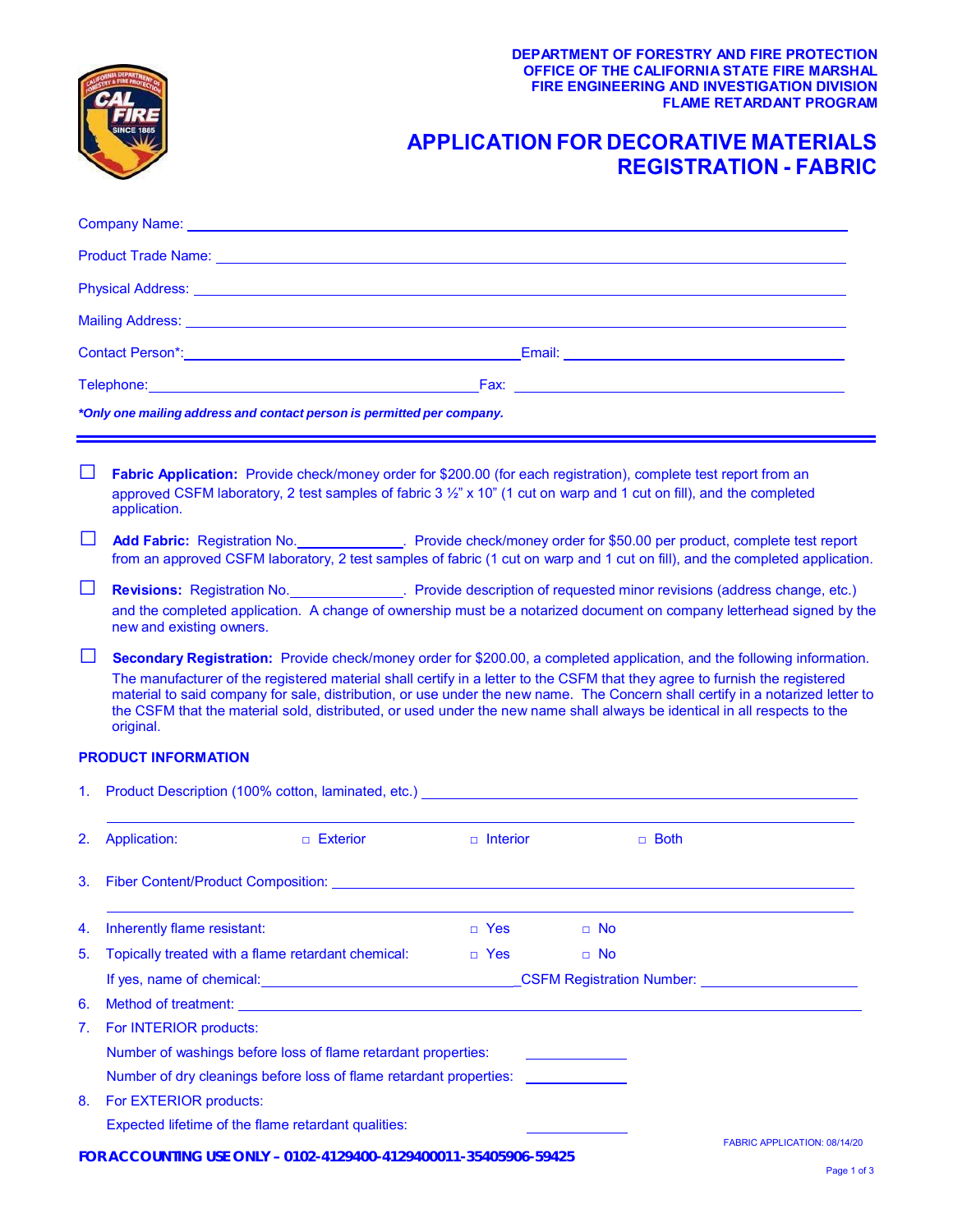DEPARTMENT OF FORESTRY AND FIRE PROTECTION
OFFICE OF THE CALIFORNIA STATE FIRE MARSHAL
FIRE ENGINEERING AND INVESTIGATION DIVISION
FLAME RETARDANT PROGRAM

# APPLICATION FOR DECORATIVE MATERIALS REGISTRATION - FABRIC

Company Name: ____________________

Product Trade Name: ____________________

Physical Address: ____________________

Mailing Address: ____________________

Contact Person*: ____________________ Email: ____________________

Telephone: ____________________ Fax: ____________________

***Only one mailing address and contact person is permitted per company.***

---

☐ **Fabric Application:** Provide check/money order for $200.00 (for each registration), complete test report from an approved CSFM laboratory, 2 test samples of fabric 3 ½" x 10" (1 cut on warp and 1 cut on fill), and the completed application.

☐ **Add Fabric:** Registration No.__________. Provide check/money order for $50.00 per product, complete test report from an approved CSFM laboratory, 2 test samples of fabric (1 cut on warp and 1 cut on fill), and the completed application.

☐ **Revisions:** Registration No.__________. Provide description of requested minor revisions (address change, etc.) and the completed application. A change of ownership must be a notarized document on company letterhead signed by the new and existing owners.

☐ **Secondary Registration:** Provide check/money order for $200.00, a completed application, and the following information. The manufacturer of the registered material shall certify in a letter to the CSFM that they agree to furnish the registered material to said company for sale, distribution, or use under the new name. The Concern shall certify in a notarized letter to the CSFM that the material sold, distributed, or used under the new name shall always be identical in all respects to the original.

## PRODUCT INFORMATION

1. Product Description (100% cotton, laminated, etc.) ____________________

2. Application: ☐ Exterior ☐ Interior ☐ Both

3. Fiber Content/Product Composition: ____________________

4. Inherently flame resistant: ☐ Yes ☐ No

5. Topically treated with a flame retardant chemical: ☐ Yes ☐ No

   If yes, name of chemical: ____________________ CSFM Registration Number: ____________________

6. Method of treatment: ____________________

7. For INTERIOR products:

   Number of washings before loss of flame retardant properties: __________

   Number of dry cleanings before loss of flame retardant properties: __________

8. For EXTERIOR products:

   Expected lifetime of the flame retardant qualities: __________

**FOR ACCOUNTING USE ONLY – 0102-4129400-4129400011-35405906-59425**

FABRIC APPLICATION: 08/14/20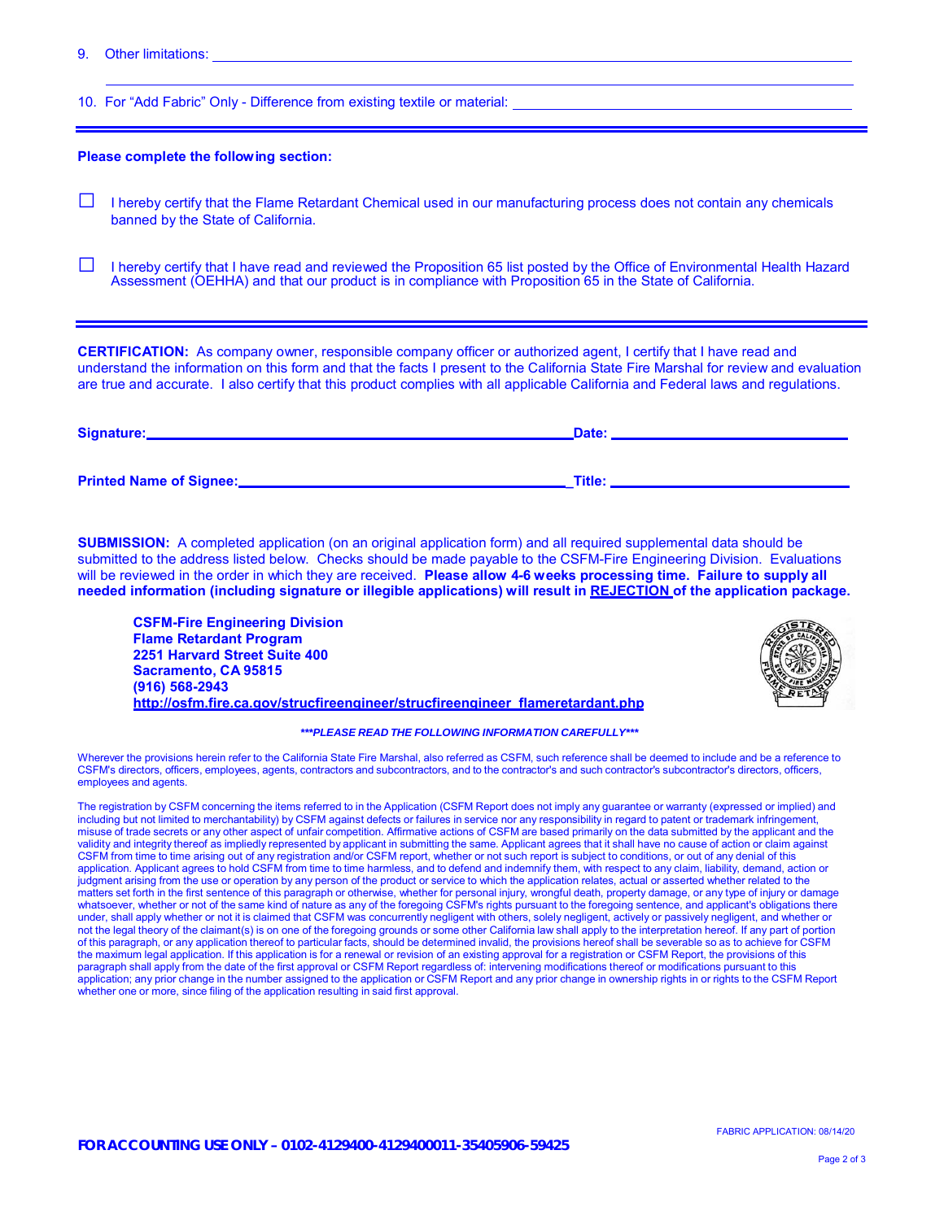9. Other limitations: ______________________________________________

______________________________________________

10. For "Add Fabric" Only - Difference from existing textile or material: ______________________________

---

**Please complete the following section:**

☐ I hereby certify that the Flame Retardant Chemical used in our manufacturing process does not contain any chemicals banned by the State of California.

☐ I hereby certify that I have read and reviewed the Proposition 65 list posted by the Office of Environmental Health Hazard Assessment (OEHHA) and that our product is in compliance with Proposition 65 in the State of California.

---

**CERTIFICATION:** As company owner, responsible company officer or authorized agent, I certify that I have read and understand the information on this form and that the facts I present to the California State Fire Marshal for review and evaluation are true and accurate. I also certify that this product complies with all applicable California and Federal laws and regulations.

**Signature:** ______________________________ **Date:** ______________________

**Printed Name of Signee:** ______________________________ **Title:** ______________________

**SUBMISSION:** A completed application (on an original application form) and all required supplemental data should be submitted to the address listed below. Checks should be made payable to the CSFM-Fire Engineering Division. Evaluations will be reviewed in the order in which they are received. **Please allow 4-6 weeks processing time. Failure to supply all needed information (including signature or illegible applications) will result in REJECTION of the application package.**

**CSFM-Fire Engineering Division**
**Flame Retardant Program**
**2251 Harvard Street Suite 400**
**Sacramento, CA 95815**
**(916) 568-2943**
**http://osfm.fire.ca.gov/strucfireengineer/strucfireengineer_flameretardant.php**

***\*\*\*PLEASE READ THE FOLLOWING INFORMATION CAREFULLY\*\*\****

Wherever the provisions herein refer to the California State Fire Marshal, also referred as CSFM, such reference shall be deemed to include and be a reference to CSFM's directors, officers, employees, agents, contractors and subcontractors, and to the contractor's and such contractor's subcontractor's directors, officers, employees and agents.

The registration by CSFM concerning the items referred to in the Application (CSFM Report does not imply any guarantee or warranty (expressed or implied) and including but not limited to merchantability) by CSFM against defects or failures in service nor any responsibility in regard to patent or trademark infringement, misuse of trade secrets or any other aspect of unfair competition. Affirmative actions of CSFM are based primarily on the data submitted by the applicant and the validity and integrity thereof as impliedly represented by applicant in submitting the same. Applicant agrees that it shall have no cause of action or claim against CSFM from time to time arising out of any registration and/or CSFM report, whether or not such report is subject to conditions, or out of any denial of this application. Applicant agrees to hold CSFM from time to time harmless, and to defend and indemnify them, with respect to any claim, liability, demand, action or judgment arising from the use or operation by any person of the product or service to which the application relates, actual or asserted whether related to the matters set forth in the first sentence of this paragraph or otherwise, whether for personal injury, wrongful death, property damage, or any type of injury or damage whatsoever, whether or not of the same kind of nature as any of the foregoing CSFM's rights pursuant to the foregoing sentence, and applicant's obligations there under, shall apply whether or not it is claimed that CSFM was concurrently negligent with others, solely negligent, actively or passively negligent, and whether or not the legal theory of the claimant(s) is on one of the foregoing grounds or some other California law shall apply to the interpretation hereof. If any part of portion of this paragraph, or any application thereof to particular facts, should be determined invalid, the provisions hereof shall be severable so as to achieve for CSFM the maximum legal application. If this application is for a renewal or revision of an existing approval for a registration or CSFM Report, the provisions of this paragraph shall apply from the date of the first approval or CSFM Report regardless of: intervening modifications thereof or modifications pursuant to this application; any prior change in the number assigned to the application or CSFM Report and any prior change in ownership rights in or rights to the CSFM Report whether one or more, since filing of the application resulting in said first approval.

***FOR ACCOUNTING USE ONLY – 0102-4129400-4129400011-35405906-59425***

FABRIC APPLICATION: 08/14/20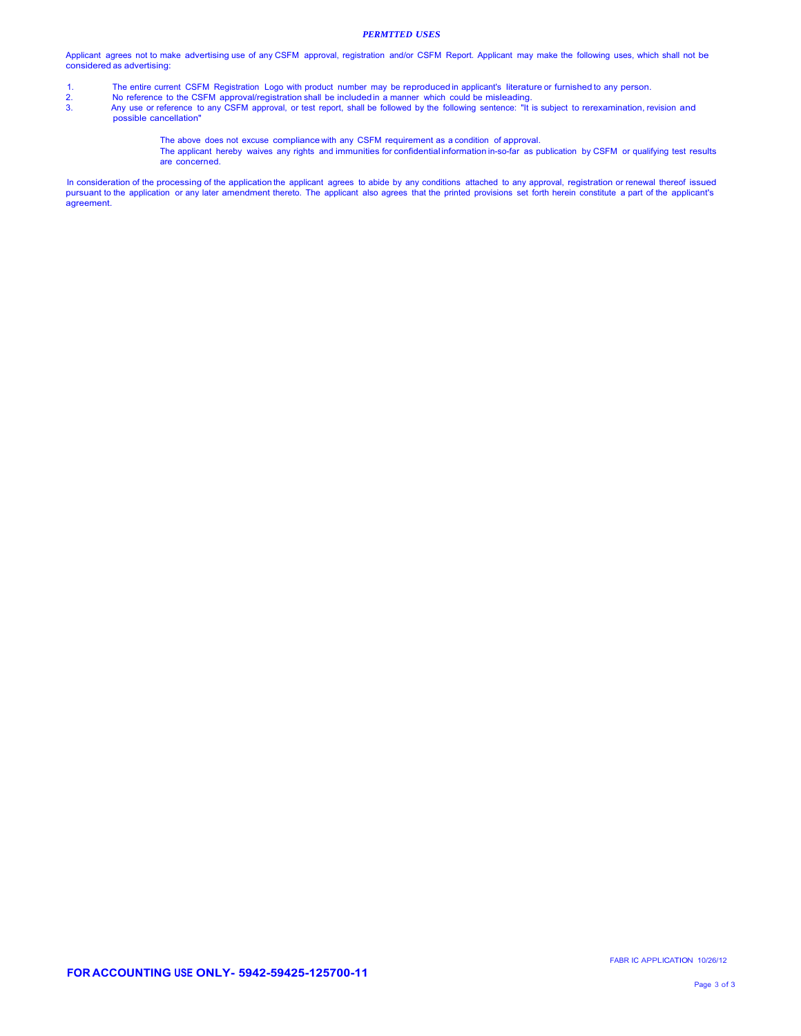### *PERMTTED USES*

Applicant agrees not to make advertising use of any CSFM approval, registration and/or CSFM Report. Applicant may make the following uses, which shall not be considered as advertising:

1. The entire current CSFM Registration Logo with product number may be reproduced in applicant's literature or furnished to any person.
2. No reference to the CSFM approval/registration shall be included in a manner which could be misleading.
3. Any use or reference to any CSFM approval, or test report, shall be followed by the following sentence: "It is subject to rerexamination, revision and possible cancellation"

The above does not excuse compliance with any CSFM requirement as a condition of approval.

The applicant hereby waives any rights and immunities for confidential information in-so-far as publication by CSFM or qualifying test results are concerned.

In consideration of the processing of the application the applicant agrees to abide by any conditions attached to any approval, registration or renewal thereof issued pursuant to the application or any later amendment thereto. The applicant also agrees that the printed provisions set forth herein constitute a part of the applicant's agreement.

FABR IC APPLICATION 10/26/12

**FOR ACCOUNTING USE ONLY- 5942-59425-125700-11**